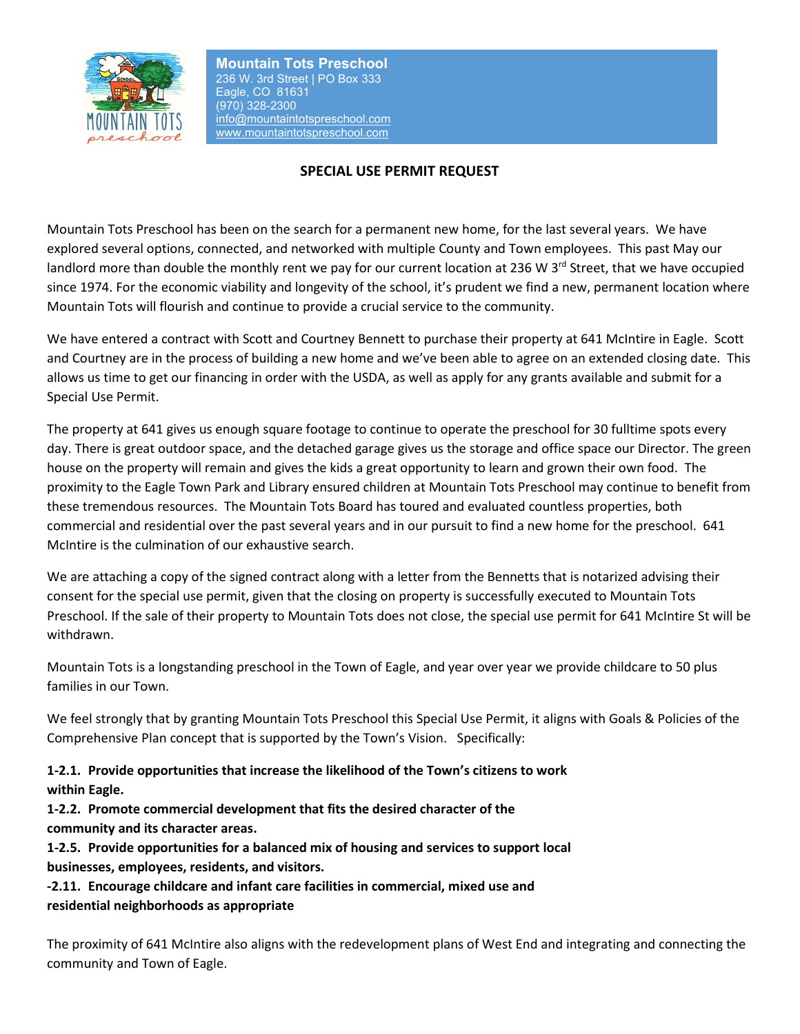**Mountain Tots Preschool**
236 W. 3rd Street | PO Box 333
Eagle, CO 81631
(970) 328-2300
info@mountaintotspreschool.com
www.mountaintotspreschool.com

## SPECIAL USE PERMIT REQUEST

Mountain Tots Preschool has been on the search for a permanent new home, for the last several years. We have explored several options, connected, and networked with multiple County and Town employees. This past May our landlord more than double the monthly rent we pay for our current location at 236 W 3rd Street, that we have occupied since 1974. For the economic viability and longevity of the school, it's prudent we find a new, permanent location where Mountain Tots will flourish and continue to provide a crucial service to the community.

We have entered a contract with Scott and Courtney Bennett to purchase their property at 641 McIntire in Eagle. Scott and Courtney are in the process of building a new home and we've been able to agree on an extended closing date. This allows us time to get our financing in order with the USDA, as well as apply for any grants available and submit for a Special Use Permit.

The property at 641 gives us enough square footage to continue to operate the preschool for 30 fulltime spots every day. There is great outdoor space, and the detached garage gives us the storage and office space our Director. The green house on the property will remain and gives the kids a great opportunity to learn and grown their own food. The proximity to the Eagle Town Park and Library ensured children at Mountain Tots Preschool may continue to benefit from these tremendous resources. The Mountain Tots Board has toured and evaluated countless properties, both commercial and residential over the past several years and in our pursuit to find a new home for the preschool. 641 McIntire is the culmination of our exhaustive search.

We are attaching a copy of the signed contract along with a letter from the Bennetts that is notarized advising their consent for the special use permit, given that the closing on property is successfully executed to Mountain Tots Preschool. If the sale of their property to Mountain Tots does not close, the special use permit for 641 McIntire St will be withdrawn.

Mountain Tots is a longstanding preschool in the Town of Eagle, and year over year we provide childcare to 50 plus families in our Town.

We feel strongly that by granting Mountain Tots Preschool this Special Use Permit, it aligns with Goals & Policies of the Comprehensive Plan concept that is supported by the Town's Vision. Specifically:

**1-2.1. Provide opportunities that increase the likelihood of the Town's citizens to work within Eagle.**
**1-2.2. Promote commercial development that fits the desired character of the community and its character areas.**
**1-2.5. Provide opportunities for a balanced mix of housing and services to support local businesses, employees, residents, and visitors.**
**-2.11. Encourage childcare and infant care facilities in commercial, mixed use and residential neighborhoods as appropriate**

The proximity of 641 McIntire also aligns with the redevelopment plans of West End and integrating and connecting the community and Town of Eagle.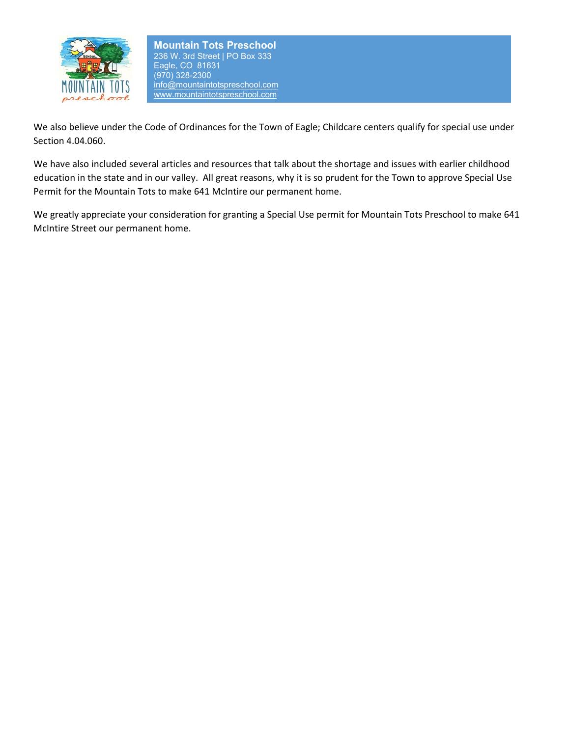**Mountain Tots Preschool**
236 W. 3rd Street | PO Box 333
Eagle, CO 81631
(970) 328-2300
info@mountaintotspreschool.com
www.mountaintotspreschool.com

We also believe under the Code of Ordinances for the Town of Eagle; Childcare centers qualify for special use under Section 4.04.060.

We have also included several articles and resources that talk about the shortage and issues with earlier childhood education in the state and in our valley. All great reasons, why it is so prudent for the Town to approve Special Use Permit for the Mountain Tots to make 641 McIntire our permanent home.

We greatly appreciate your consideration for granting a Special Use permit for Mountain Tots Preschool to make 641 McIntire Street our permanent home.